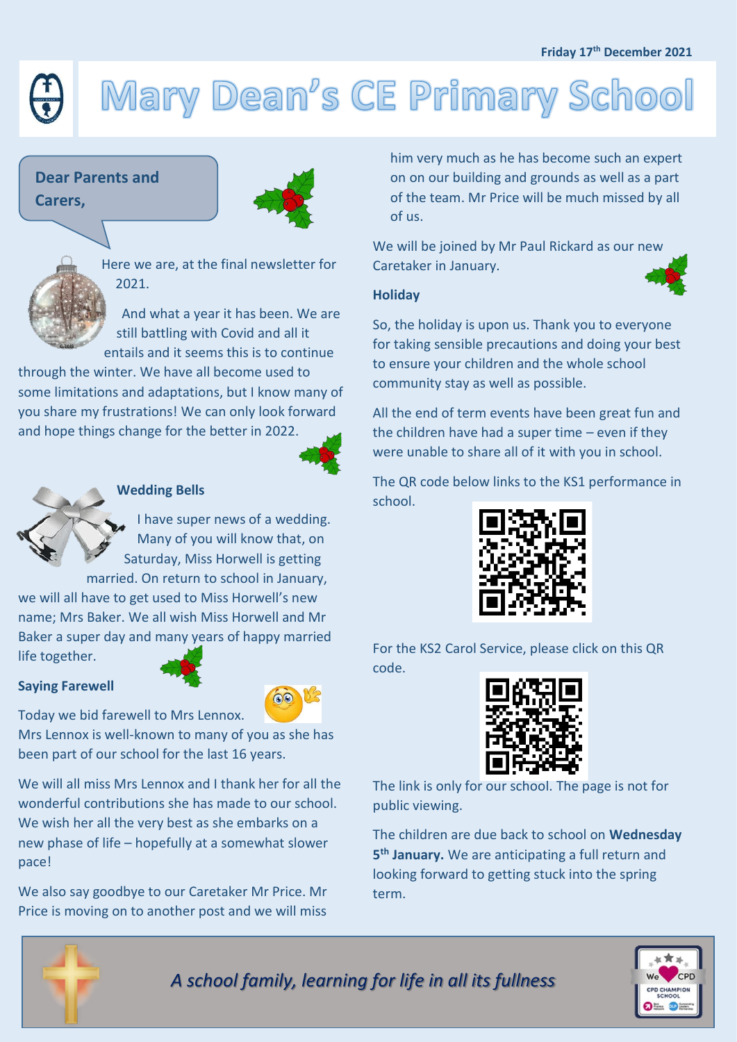Friday 17th December 2021

# Mary Dean's CE Primary School

## Dear Parents and Carers,

Here we are, at the final newsletter for 2021.

And what a year it has been. We are still battling with Covid and all it entails and it seems this is to continue through the winter. We have all become used to some limitations and adaptations, but I know many of you share my frustrations! We can only look forward and hope things change for the better in 2022.

**Wedding Bells**

I have super news of a wedding. Many of you will know that, on Saturday, Miss Horwell is getting married. On return to school in January, we will all have to get used to Miss Horwell's new name; Mrs Baker. We all wish Miss Horwell and Mr Baker a super day and many years of happy married life together.

**Saying Farewell**

Today we bid farewell to Mrs Lennox. Mrs Lennox is well-known to many of you as she has been part of our school for the last 16 years.

We will all miss Mrs Lennox and I thank her for all the wonderful contributions she has made to our school. We wish her all the very best as she embarks on a new phase of life – hopefully at a somewhat slower pace!

We also say goodbye to our Caretaker Mr Price. Mr Price is moving on to another post and we will miss him very much as he has become such an expert on on our building and grounds as well as a part of the team. Mr Price will be much missed by all of us.

We will be joined by Mr Paul Rickard as our new Caretaker in January.

**Holiday**

So, the holiday is upon us. Thank you to everyone for taking sensible precautions and doing your best to ensure your children and the whole school community stay as well as possible.

All the end of term events have been great fun and the children have had a super time – even if they were unable to share all of it with you in school.

The QR code below links to the KS1 performance in school.

For the KS2 Carol Service, please click on this QR code.

The link is only for our school. The page is not for public viewing.

The children are due back to school on **Wednesday 5th January.** We are anticipating a full return and looking forward to getting stuck into the spring term.

*A school family, learning for life in all its fullness*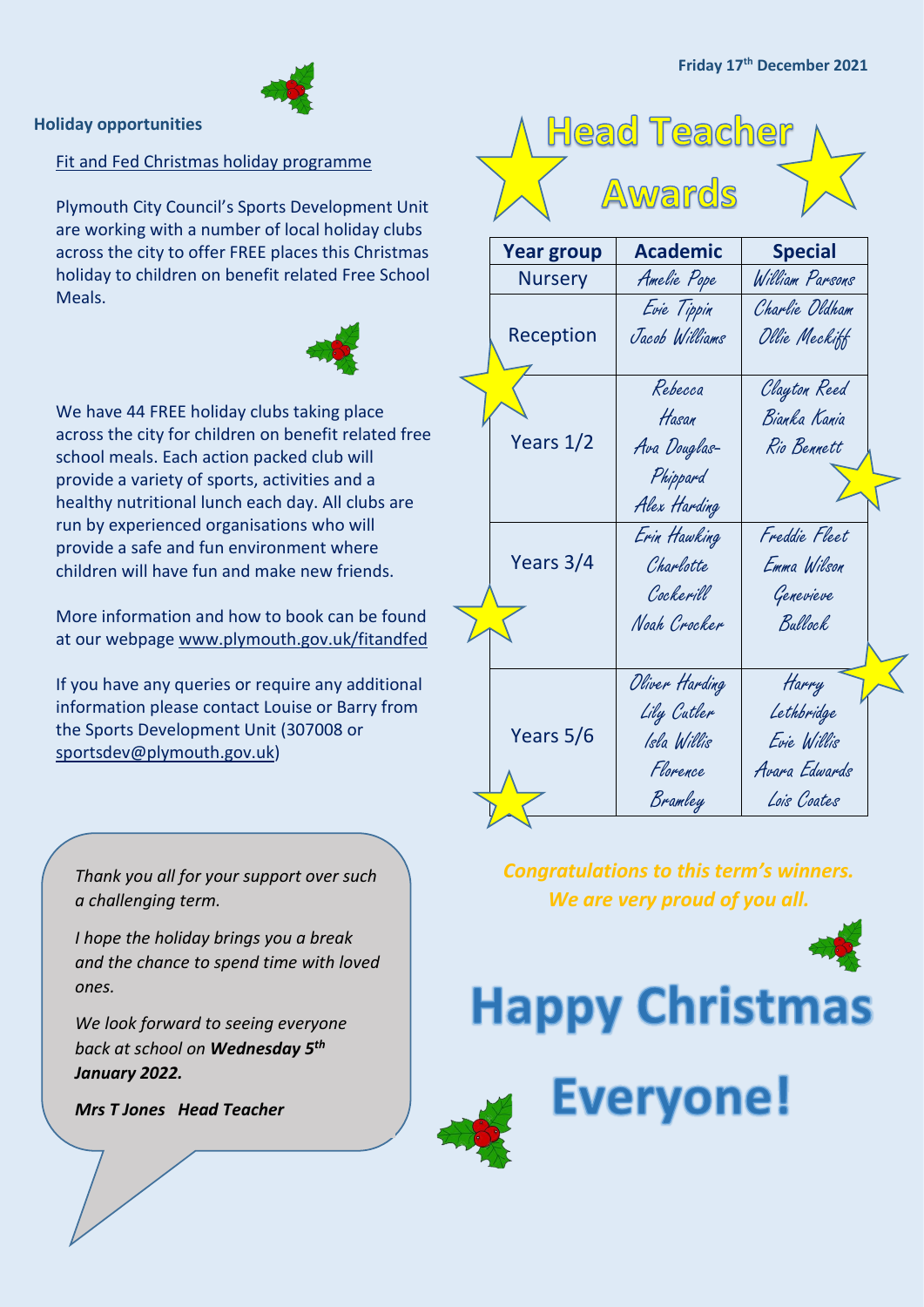Friday 17th December 2021

**Holiday opportunities**

Fit and Fed Christmas holiday programme

Plymouth City Council's Sports Development Unit are working with a number of local holiday clubs across the city to offer FREE places this Christmas holiday to children on benefit related Free School Meals.

We have 44 FREE holiday clubs taking place across the city for children on benefit related free school meals. Each action packed club will provide a variety of sports, activities and a healthy nutritional lunch each day. All clubs are run by experienced organisations who will provide a safe and fun environment where children will have fun and make new friends.

More information and how to book can be found at our webpage www.plymouth.gov.uk/fitandfed

If you have any queries or require any additional information please contact Louise or Barry from the Sports Development Unit (307008 or sportsdev@plymouth.gov.uk)

*Thank you all for your support over such a challenging term.*

*I hope the holiday brings you a break and the chance to spend time with loved ones.*

*We look forward to seeing everyone back at school on* ***Wednesday 5th January 2022.***

***Mrs T Jones   Head Teacher***

# Head Teacher Awards

| Year group | Academic | Special |
|---|---|---|
| Nursery | Amelie Pope | William Parsons |
| Reception | Evie Tippin<br>Jacob Williams | Charlie Oldham<br>Ollie Meckiff |
| Years 1/2 | Rebecca Hasan<br>Ava Douglas-Phippard<br>Alex Harding | Clayton Reed<br>Bianka Kania<br>Rio Bennett |
| Years 3/4 | Erin Hawking<br>Charlotte Cockerill<br>Noah Crocker | Freddie Fleet<br>Emma Wilson<br>Genevieve Bullock |
| Years 5/6 | Oliver Harding<br>Lily Cutler<br>Isla Willis<br>Florence Bramley | Harry Lethbridge<br>Evie Willis<br>Avara Edwards<br>Lois Coates |

*Congratulations to this term's winners. We are very proud of you all.*

# Happy Christmas Everyone!